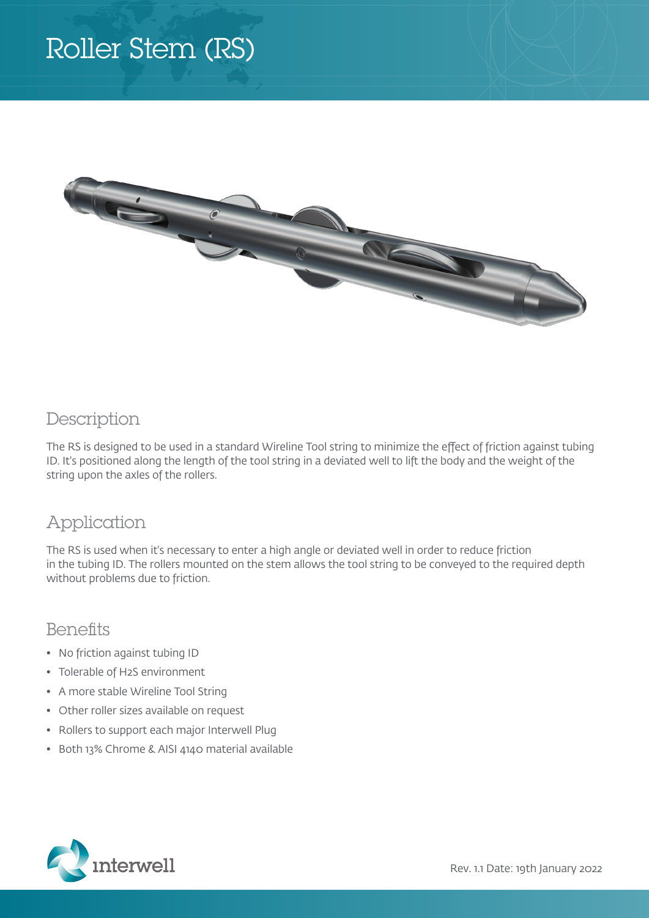# Roller Stem (RS)

## Description

The RS is designed to be used in a standard Wireline Tool string to minimize the effect of friction against tubing ID. It's positioned along the length of the tool string in a deviated well to lift the body and the weight of the string upon the axles of the rollers.

## Application

The RS is used when it's necessary to enter a high angle or deviated well in order to reduce friction in the tubing ID. The rollers mounted on the stem allows the tool string to be conveyed to the required depth without problems due to friction.

## Benefits

- No friction against tubing ID
- Tolerable of $H_2S$ environment
- A more stable Wireline Tool String
- Other roller sizes available on request
- Rollers to support each major Interwell Plug
- Both 13% Chrome & AISI 4140 material available

interwell

Rev. 1.1 Date: 19th January 2022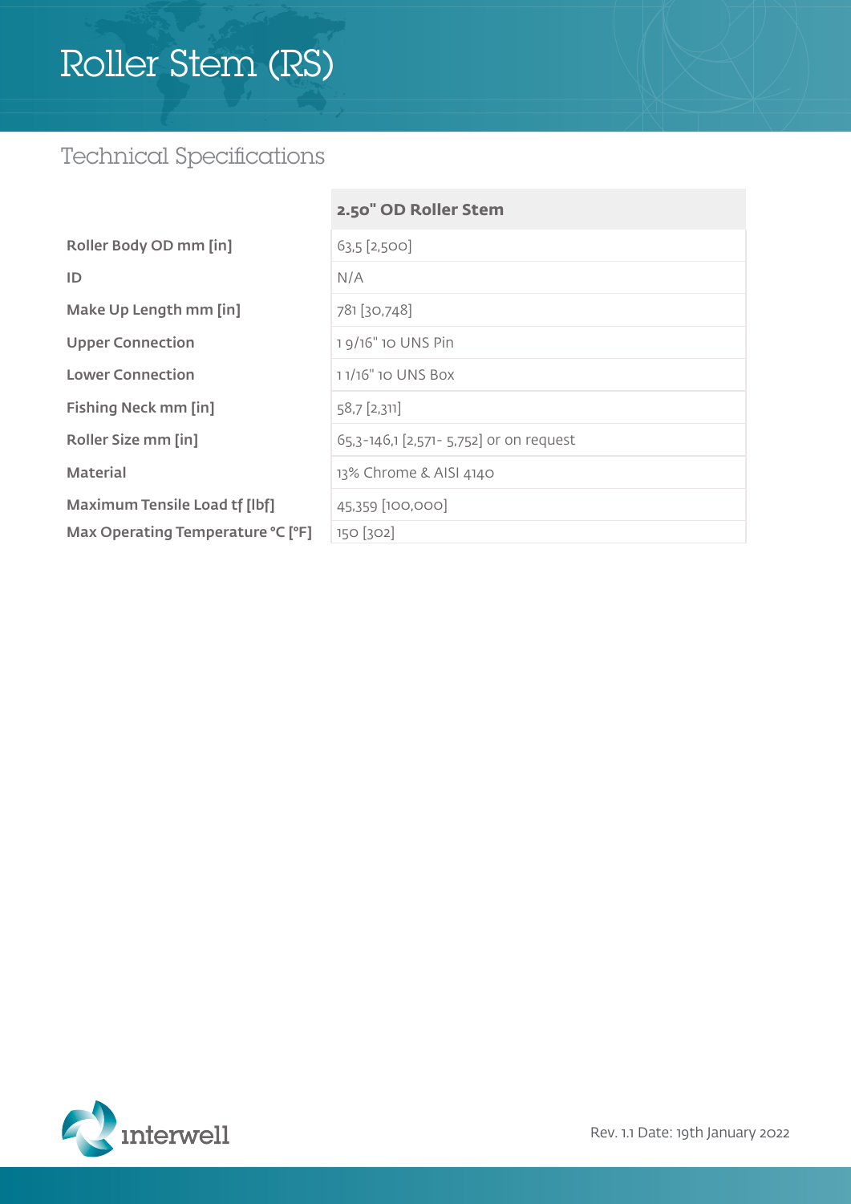# Roller Stem (RS)

## Technical Specifications

| | 2.50" OD Roller Stem |
|---|---|
| Roller Body OD mm [in] | 63,5 [2,500] |
| ID | N/A |
| Make Up Length mm [in] | 781 [30,748] |
| Upper Connection | 1 9/16" 10 UNS Pin |
| Lower Connection | 1 1/16" 10 UNS Box |
| Fishing Neck mm [in] | 58,7 [2,311] |
| Roller Size mm [in] | 65,3-146,1 [2,571- 5,752] or on request |
| Material | 13% Chrome & AISI 4140 |
| Maximum Tensile Load tf [lbf] | 45,359 [100,000] |
| Max Operating Temperature °C [°F] | 150 [302] |

Rev. 1.1 Date: 19th January 2022